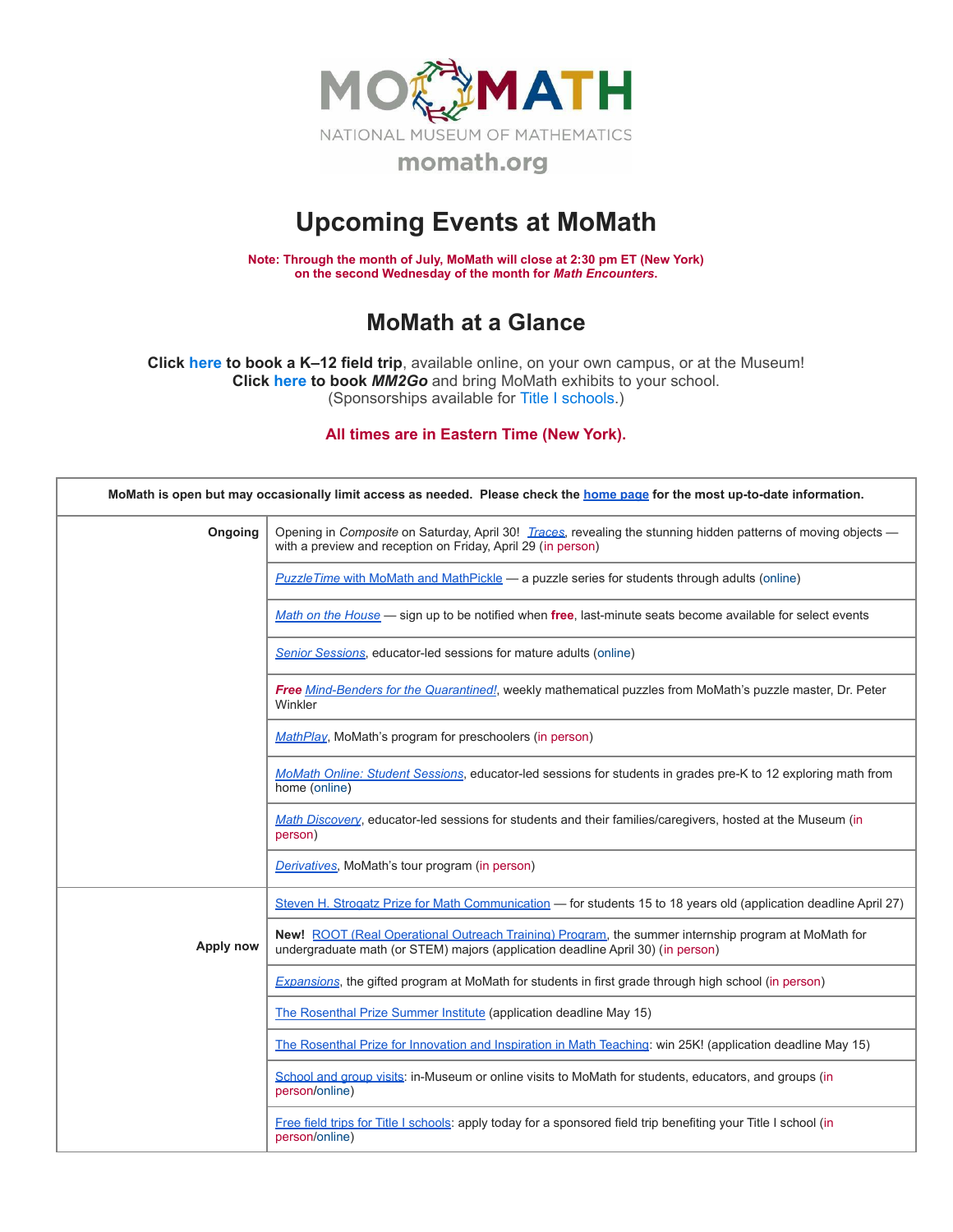MOMATH

NATIONAL MUSEUM OF MATHEMATICS

momath.org

# Upcoming Events at MoMath

**Note: Through the month of July, MoMath will close at 2:30 pm ET (New York) on the second Wednesday of the month for *Math Encounters*.**

## MoMath at a Glance

**Click here to book a K–12 field trip**, available online, on your own campus, or at the Museum!
**Click here to book *MM2Go*** and bring MoMath exhibits to your school.
(Sponsorships available for Title I schools.)

**All times are in Eastern Time (New York).**

| **MoMath is open but may occasionally limit access as needed. Please check the home page for the most up-to-date information.** | |
|---|---|
| **Ongoing** | Opening in *Composite* on Saturday, April 30! *Traces*, revealing the stunning hidden patterns of moving objects — with a preview and reception on Friday, April 29 (in person) |
| | *PuzzleTime* with MoMath and MathPickle — a puzzle series for students through adults (online) |
| | *Math on the House* — sign up to be notified when **free**, last-minute seats become available for select events |
| | *Senior Sessions*, educator-led sessions for mature adults (online) |
| | ***Free*** *Mind-Benders for the Quarantined!*, weekly mathematical puzzles from MoMath's puzzle master, Dr. Peter Winkler |
| | *MathPlay*, MoMath's program for preschoolers (in person) |
| | *MoMath Online: Student Sessions*, educator-led sessions for students in grades pre-K to 12 exploring math from home (online) |
| | *Math Discovery*, educator-led sessions for students and their families/caregivers, hosted at the Museum (in person) |
| | *Derivatives*, MoMath's tour program (in person) |
| **Apply now** | Steven H. Strogatz Prize for Math Communication — for students 15 to 18 years old (application deadline April 27) |
| | **New!** ROOT (Real Operational Outreach Training) Program, the summer internship program at MoMath for undergraduate math (or STEM) majors (application deadline April 30) (in person) |
| | *Expansions*, the gifted program at MoMath for students in first grade through high school (in person) |
| | The Rosenthal Prize Summer Institute (application deadline May 15) |
| | The Rosenthal Prize for Innovation and Inspiration in Math Teaching: win 25K! (application deadline May 15) |
| | School and group visits: in-Museum or online visits to MoMath for students, educators, and groups (in person/online) |
| | Free field trips for Title I schools: apply today for a sponsored field trip benefiting your Title I school (in person/online) |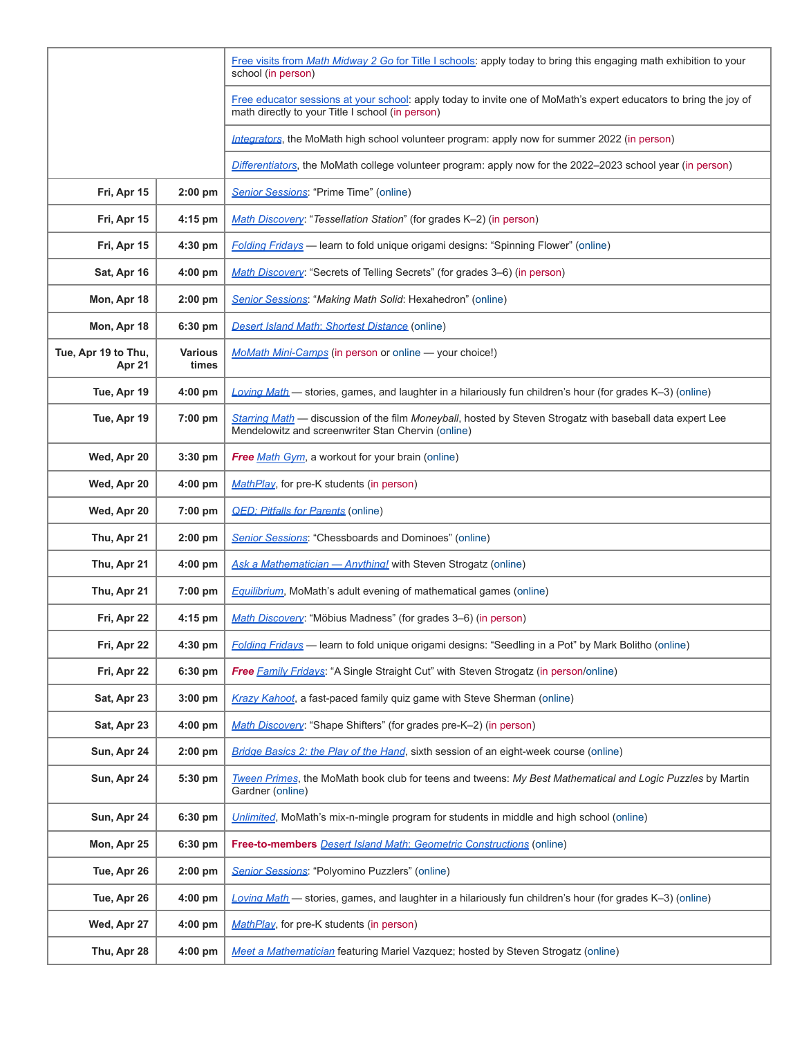| | | |
|---|---|---|
| | | Free visits from *Math Midway 2 Go* for Title I schools: apply today to bring this engaging math exhibition to your school (in person) |
| | | Free educator sessions at your school: apply today to invite one of MoMath's expert educators to bring the joy of math directly to your Title I school (in person) |
| | | *Integrators*, the MoMath high school volunteer program: apply now for summer 2022 (in person) |
| | | *Differentiators*, the MoMath college volunteer program: apply now for the 2022–2023 school year (in person) |
| **Fri, Apr 15** | **2:00 pm** | *Senior Sessions*: "Prime Time" (online) |
| **Fri, Apr 15** | **4:15 pm** | *Math Discovery*: "*Tessellation Station*" (for grades K–2) (in person) |
| **Fri, Apr 15** | **4:30 pm** | *Folding Fridays* — learn to fold unique origami designs: "Spinning Flower" (online) |
| **Sat, Apr 16** | **4:00 pm** | *Math Discovery*: "Secrets of Telling Secrets" (for grades 3–6) (in person) |
| **Mon, Apr 18** | **2:00 pm** | *Senior Sessions*: "*Making Math Solid*: Hexahedron" (online) |
| **Mon, Apr 18** | **6:30 pm** | *Desert Island Math: Shortest Distance* (online) |
| **Tue, Apr 19 to Thu, Apr 21** | **Various times** | *MoMath Mini-Camps* (in person or online — your choice!) |
| **Tue, Apr 19** | **4:00 pm** | *Loving Math* — stories, games, and laughter in a hilariously fun children's hour (for grades K–3) (online) |
| **Tue, Apr 19** | **7:00 pm** | *Starring Math* — discussion of the film *Moneyball*, hosted by Steven Strogatz with baseball data expert Lee Mendelowitz and screenwriter Stan Chervin (online) |
| **Wed, Apr 20** | **3:30 pm** | ***Free*** *Math Gym*, a workout for your brain (online) |
| **Wed, Apr 20** | **4:00 pm** | *MathPlay*, for pre-K students (in person) |
| **Wed, Apr 20** | **7:00 pm** | *QED: Pitfalls for Parents* (online) |
| **Thu, Apr 21** | **2:00 pm** | *Senior Sessions*: "Chessboards and Dominoes" (online) |
| **Thu, Apr 21** | **4:00 pm** | *Ask a Mathematician — Anything!* with Steven Strogatz (online) |
| **Thu, Apr 21** | **7:00 pm** | *Equilibrium*, MoMath's adult evening of mathematical games (online) |
| **Fri, Apr 22** | **4:15 pm** | *Math Discovery*: "Möbius Madness" (for grades 3–6) (in person) |
| **Fri, Apr 22** | **4:30 pm** | *Folding Fridays* — learn to fold unique origami designs: "Seedling in a Pot" by Mark Bolitho (online) |
| **Fri, Apr 22** | **6:30 pm** | ***Free*** *Family Fridays*: "A Single Straight Cut" with Steven Strogatz (in person/online) |
| **Sat, Apr 23** | **3:00 pm** | *Krazy Kahoot*, a fast-paced family quiz game with Steve Sherman (online) |
| **Sat, Apr 23** | **4:00 pm** | *Math Discovery*: "Shape Shifters" (for grades pre-K–2) (in person) |
| **Sun, Apr 24** | **2:00 pm** | *Bridge Basics 2: the Play of the Hand*, sixth session of an eight-week course (online) |
| **Sun, Apr 24** | **5:30 pm** | *Tween Primes*, the MoMath book club for teens and tweens: *My Best Mathematical and Logic Puzzles* by Martin Gardner (online) |
| **Sun, Apr 24** | **6:30 pm** | *Unlimited*, MoMath's mix-n-mingle program for students in middle and high school (online) |
| **Mon, Apr 25** | **6:30 pm** | **Free-to-members** *Desert Island Math: Geometric Constructions* (online) |
| **Tue, Apr 26** | **2:00 pm** | *Senior Sessions*: "Polyomino Puzzlers" (online) |
| **Tue, Apr 26** | **4:00 pm** | *Loving Math* — stories, games, and laughter in a hilariously fun children's hour (for grades K–3) (online) |
| **Wed, Apr 27** | **4:00 pm** | *MathPlay*, for pre-K students (in person) |
| **Thu, Apr 28** | **4:00 pm** | *Meet a Mathematician* featuring Mariel Vazquez; hosted by Steven Strogatz (online) |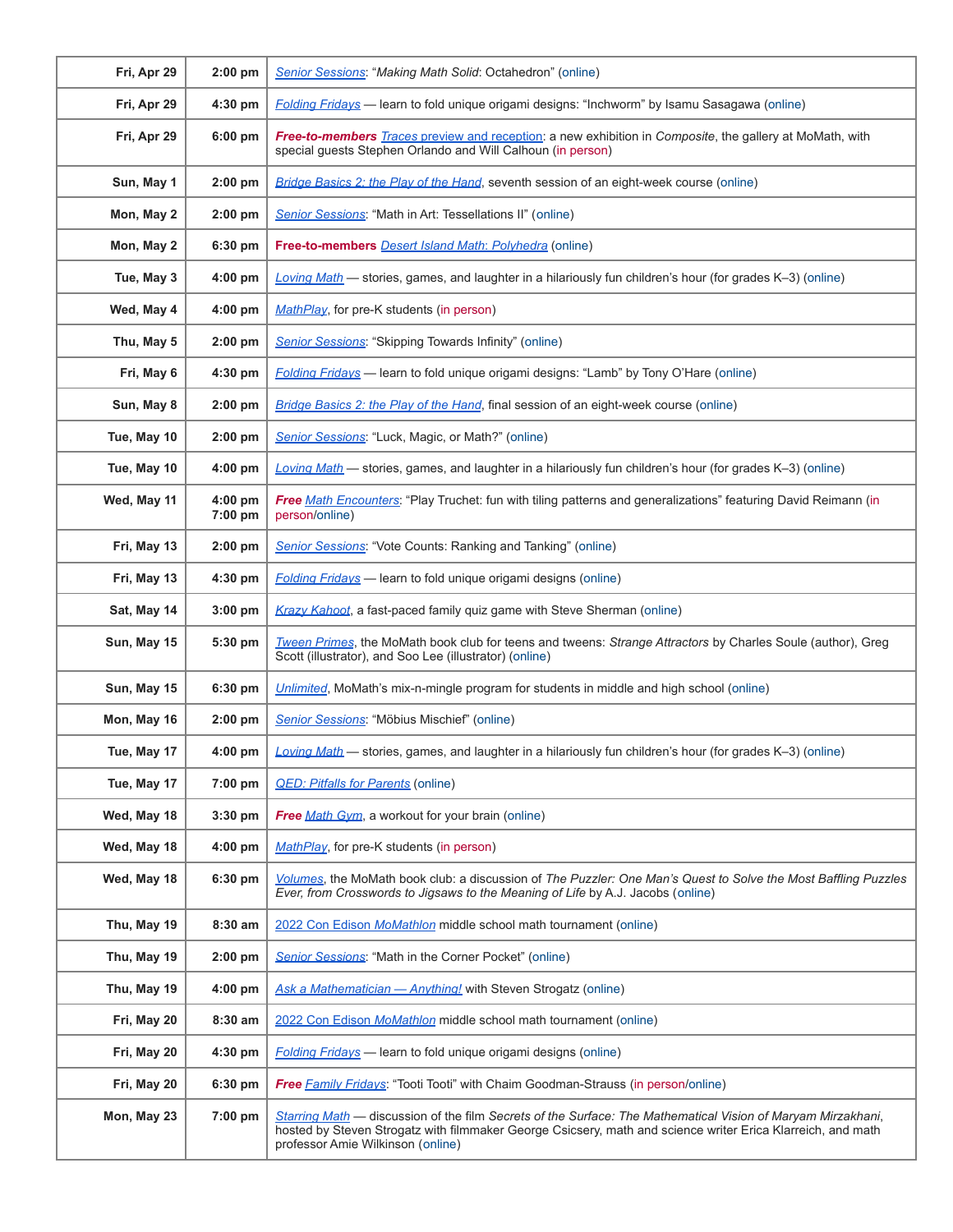| | | |
|---|---|---|
| **Fri, Apr 29** | **2:00 pm** | Senior Sessions: "*Making Math Solid*: Octahedron" (online) |
| **Fri, Apr 29** | **4:30 pm** | Folding Fridays — learn to fold unique origami designs: "Inchworm" by Isamu Sasagawa (online) |
| **Fri, Apr 29** | **6:00 pm** | ***Free-to-members*** Traces preview and reception: a new exhibition in *Composite*, the gallery at MoMath, with special guests Stephen Orlando and Will Calhoun (in person) |
| **Sun, May 1** | **2:00 pm** | Bridge Basics 2: the Play of the Hand, seventh session of an eight-week course (online) |
| **Mon, May 2** | **2:00 pm** | Senior Sessions: "Math in Art: Tessellations II" (online) |
| **Mon, May 2** | **6:30 pm** | **Free-to-members** *Desert Island Math: Polyhedra* (online) |
| **Tue, May 3** | **4:00 pm** | Loving Math — stories, games, and laughter in a hilariously fun children's hour (for grades K–3) (online) |
| **Wed, May 4** | **4:00 pm** | MathPlay, for pre-K students (in person) |
| **Thu, May 5** | **2:00 pm** | Senior Sessions: "Skipping Towards Infinity" (online) |
| **Fri, May 6** | **4:30 pm** | Folding Fridays — learn to fold unique origami designs: "Lamb" by Tony O'Hare (online) |
| **Sun, May 8** | **2:00 pm** | Bridge Basics 2: the Play of the Hand, final session of an eight-week course (online) |
| **Tue, May 10** | **2:00 pm** | Senior Sessions: "Luck, Magic, or Math?" (online) |
| **Tue, May 10** | **4:00 pm** | Loving Math — stories, games, and laughter in a hilariously fun children's hour (for grades K–3) (online) |
| **Wed, May 11** | **4:00 pm 7:00 pm** | ***Free*** Math Encounters: "Play Truchet: fun with tiling patterns and generalizations" featuring David Reimann (in person/online) |
| **Fri, May 13** | **2:00 pm** | Senior Sessions: "Vote Counts: Ranking and Tanking" (online) |
| **Fri, May 13** | **4:30 pm** | Folding Fridays — learn to fold unique origami designs (online) |
| **Sat, May 14** | **3:00 pm** | *Krazy Kahoot*, a fast-paced family quiz game with Steve Sherman (online) |
| **Sun, May 15** | **5:30 pm** | Tween Primes, the MoMath book club for teens and tweens: *Strange Attractors* by Charles Soule (author), Greg Scott (illustrator), and Soo Lee (illustrator) (online) |
| **Sun, May 15** | **6:30 pm** | Unlimited, MoMath's mix-n-mingle program for students in middle and high school (online) |
| **Mon, May 16** | **2:00 pm** | Senior Sessions: "Möbius Mischief" (online) |
| **Tue, May 17** | **4:00 pm** | Loving Math — stories, games, and laughter in a hilariously fun children's hour (for grades K–3) (online) |
| **Tue, May 17** | **7:00 pm** | QED: Pitfalls for Parents (online) |
| **Wed, May 18** | **3:30 pm** | ***Free*** Math Gym, a workout for your brain (online) |
| **Wed, May 18** | **4:00 pm** | MathPlay, for pre-K students (in person) |
| **Wed, May 18** | **6:30 pm** | Volumes, the MoMath book club: a discussion of *The Puzzler: One Man's Quest to Solve the Most Baffling Puzzles Ever, from Crosswords to Jigsaws to the Meaning of Life* by A.J. Jacobs (online) |
| **Thu, May 19** | **8:30 am** | 2022 Con Edison *MoMathlon* middle school math tournament (online) |
| **Thu, May 19** | **2:00 pm** | Senior Sessions: "Math in the Corner Pocket" (online) |
| **Thu, May 19** | **4:00 pm** | *Ask a Mathematician — Anything!* with Steven Strogatz (online) |
| **Fri, May 20** | **8:30 am** | 2022 Con Edison *MoMathlon* middle school math tournament (online) |
| **Fri, May 20** | **4:30 pm** | Folding Fridays — learn to fold unique origami designs (online) |
| **Fri, May 20** | **6:30 pm** | ***Free*** Family Fridays: "Tooti Tooti" with Chaim Goodman-Strauss (in person/online) |
| **Mon, May 23** | **7:00 pm** | Starring Math — discussion of the film *Secrets of the Surface: The Mathematical Vision of Maryam Mirzakhani*, hosted by Steven Strogatz with filmmaker George Csicsery, math and science writer Erica Klarreich, and math professor Amie Wilkinson (online) |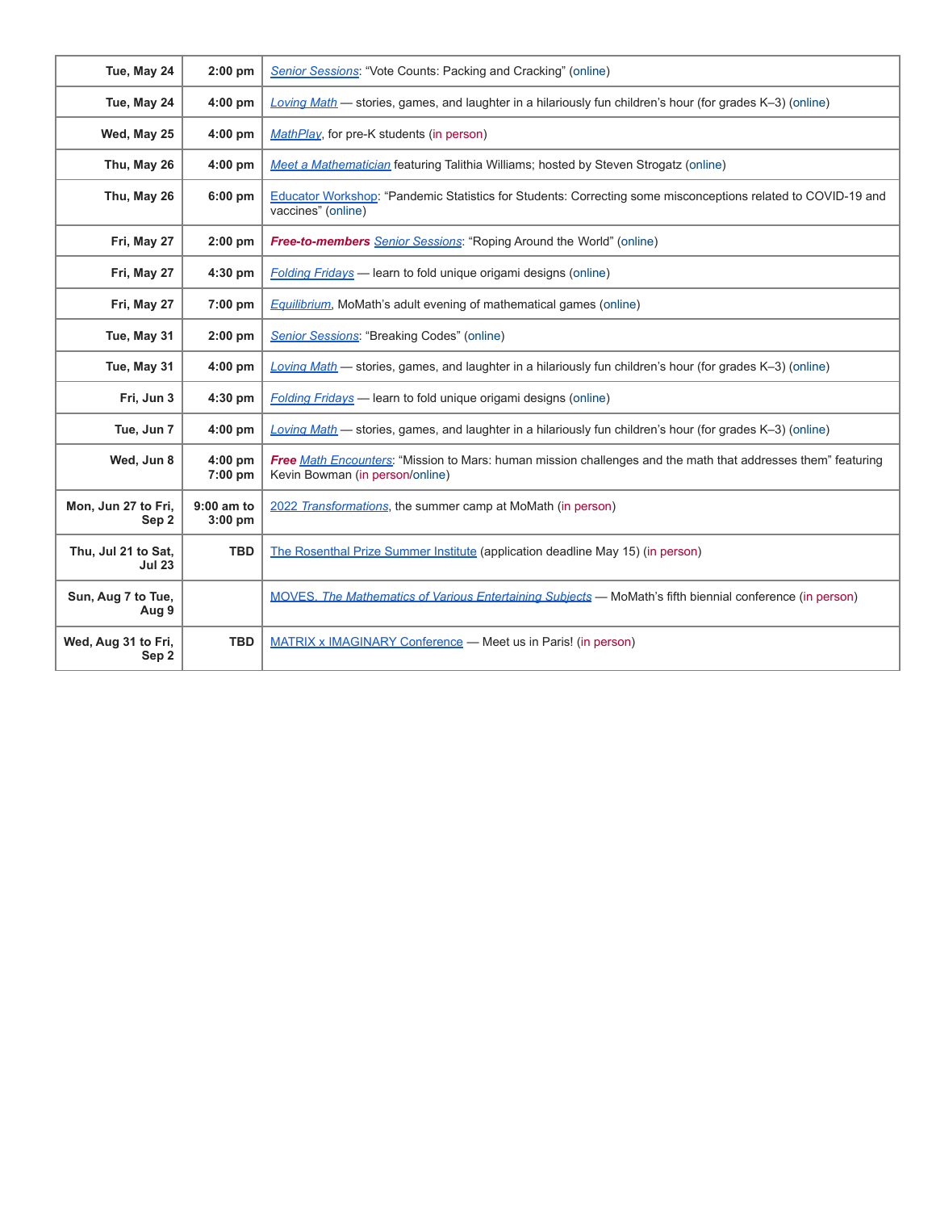| | | |
|---|---|---|
| Tue, May 24 | 2:00 pm | *Senior Sessions*: “Vote Counts: Packing and Cracking” (online) |
| Tue, May 24 | 4:00 pm | *Loving Math* — stories, games, and laughter in a hilariously fun children’s hour (for grades K–3) (online) |
| Wed, May 25 | 4:00 pm | *MathPlay*, for pre-K students (in person) |
| Thu, May 26 | 4:00 pm | *Meet a Mathematician* featuring Talithia Williams; hosted by Steven Strogatz (online) |
| Thu, May 26 | 6:00 pm | Educator Workshop: “Pandemic Statistics for Students: Correcting some misconceptions related to COVID-19 and vaccines” (online) |
| Fri, May 27 | 2:00 pm | ***Free-to-members*** *Senior Sessions*: “Roping Around the World” (online) |
| Fri, May 27 | 4:30 pm | *Folding Fridays* — learn to fold unique origami designs (online) |
| Fri, May 27 | 7:00 pm | *Equilibrium*, MoMath’s adult evening of mathematical games (online) |
| Tue, May 31 | 2:00 pm | *Senior Sessions*: “Breaking Codes” (online) |
| Tue, May 31 | 4:00 pm | *Loving Math* — stories, games, and laughter in a hilariously fun children’s hour (for grades K–3) (online) |
| Fri, Jun 3 | 4:30 pm | *Folding Fridays* — learn to fold unique origami designs (online) |
| Tue, Jun 7 | 4:00 pm | *Loving Math* — stories, games, and laughter in a hilariously fun children’s hour (for grades K–3) (online) |
| Wed, Jun 8 | 4:00 pm<br>7:00 pm | ***Free*** *Math Encounters*: “Mission to Mars: human mission challenges and the math that addresses them” featuring Kevin Bowman (in person/online) |
| Mon, Jun 27 to Fri, Sep 2 | 9:00 am to 3:00 pm | 2022 *Transformations*, the summer camp at MoMath (in person) |
| Thu, Jul 21 to Sat, Jul 23 | TBD | The Rosenthal Prize Summer Institute (application deadline May 15) (in person) |
| Sun, Aug 7 to Tue, Aug 9 | | MOVES, *The Mathematics of Various Entertaining Subjects* — MoMath’s fifth biennial conference (in person) |
| Wed, Aug 31 to Fri, Sep 2 | TBD | MATRIX x IMAGINARY Conference — Meet us in Paris! (in person) |